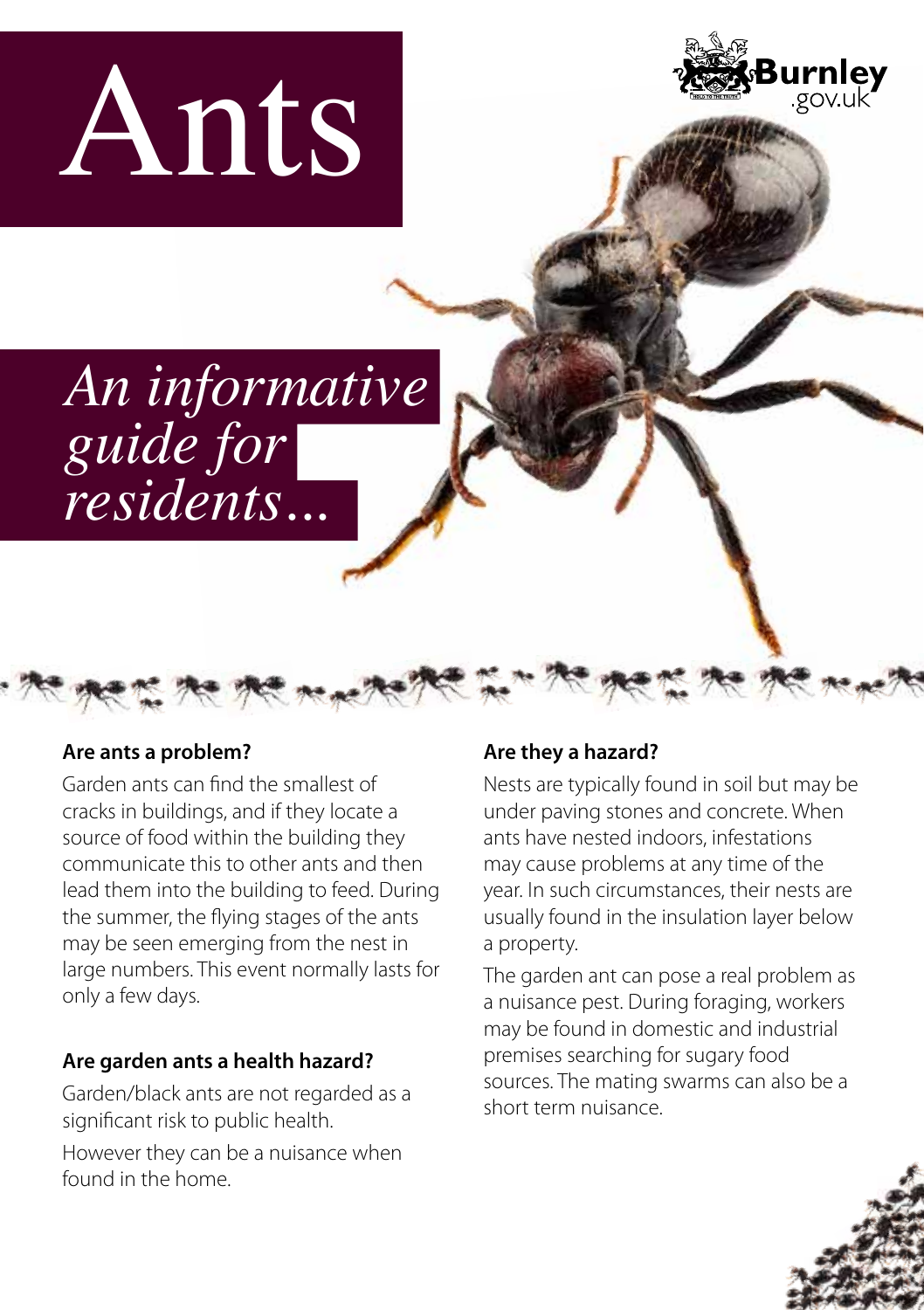# Ants

*An informative guide for residents…*

### Are ants a problem?

Garden ants can find the smallest of cracks in buildings, and if they locate a source of food within the building they communicate this to other ants and then lead them into the building to feed. During the summer, the flying stages of the ants may be seen emerging from the nest in large numbers. This event normally lasts for only a few days.

### Are garden ants a health hazard?

Garden/black ants are not regarded as a significant risk to public health.

However they can be a nuisance when found in the home.

### Are they a hazard?

Nests are typically found in soil but may be under paving stones and concrete. When ants have nested indoors, infestations may cause problems at any time of the year. In such circumstances, their nests are usually found in the insulation layer below a property.

The garden ant can pose a real problem as a nuisance pest. During foraging, workers may be found in domestic and industrial premises searching for sugary food sources. The mating swarms can also be a short term nuisance.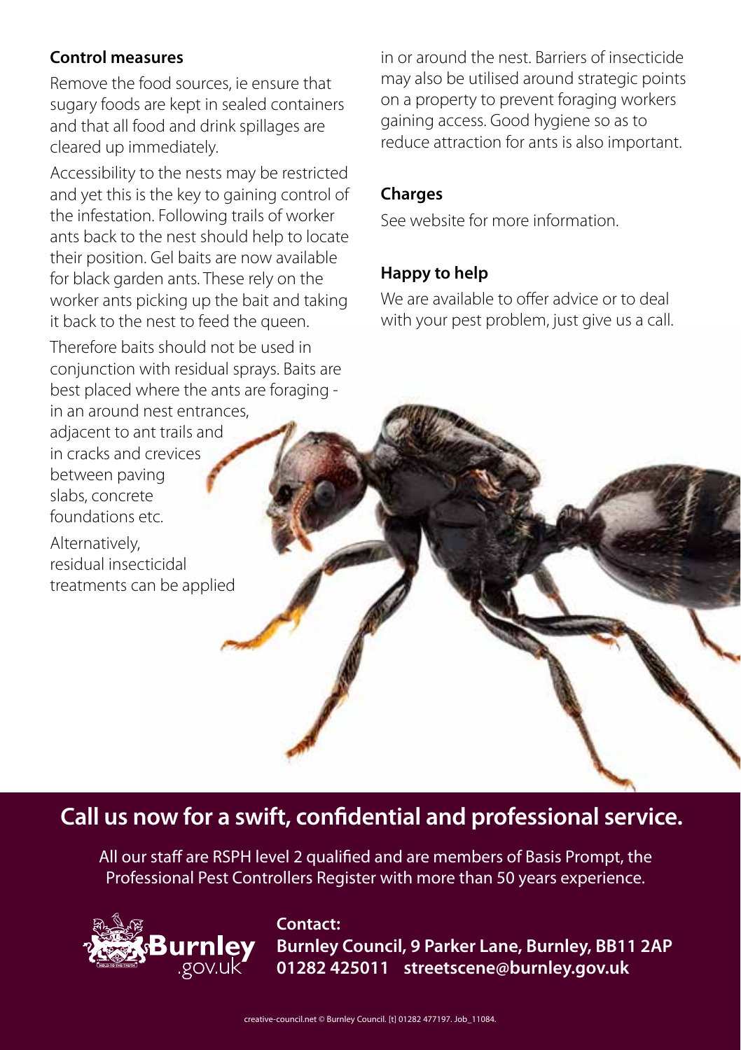## Control measures

Remove the food sources, ie ensure that sugary foods are kept in sealed containers and that all food and drink spillages are cleared up immediately.

Accessibility to the nests may be restricted and yet this is the key to gaining control of the infestation. Following trails of worker ants back to the nest should help to locate their position. Gel baits are now available for black garden ants. These rely on the worker ants picking up the bait and taking it back to the nest to feed the queen.

Therefore baits should not be used in conjunction with residual sprays. Baits are best placed where the ants are foraging - in an around nest entrances, adjacent to ant trails and in cracks and crevices between paving slabs, concrete foundations etc.

Alternatively, residual insecticidal treatments can be applied in or around the nest. Barriers of insecticide may also be utilised around strategic points on a property to prevent foraging workers gaining access. Good hygiene so as to reduce attraction for ants is also important.

## Charges

See website for more information.

## Happy to help

We are available to offer advice or to deal with your pest problem, just give us a call.

## Call us now for a swift, confidential and professional service.

All our staff are RSPH level 2 qualified and are members of Basis Prompt, the Professional Pest Controllers Register with more than 50 years experience.

Burnley .gov.uk

**Contact:**
**Burnley Council, 9 Parker Lane, Burnley, BB11 2AP**
**01282 425011 streetscene@burnley.gov.uk**

creative-council.net © Burnley Council. [t] 01282 477197. Job_11084.